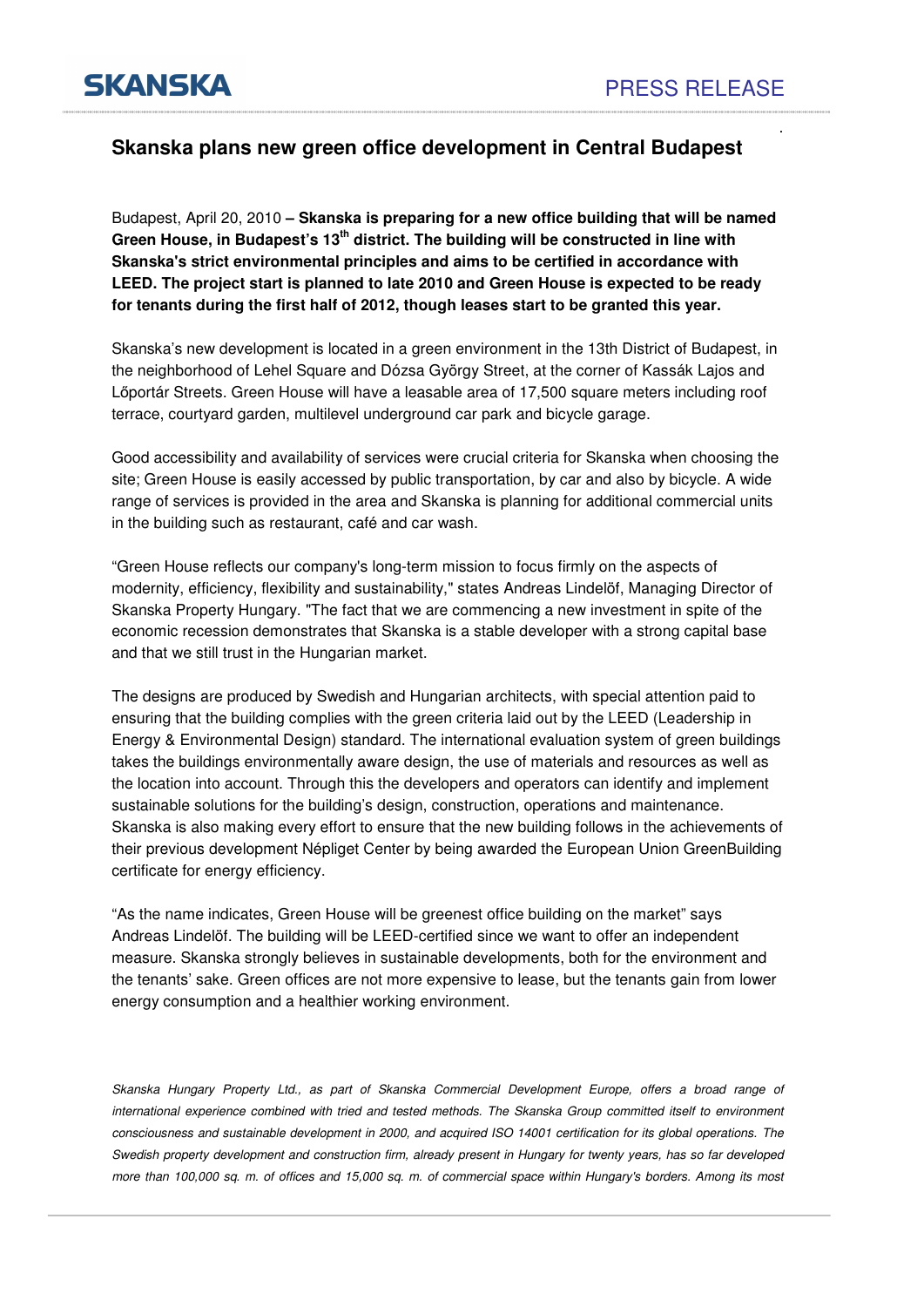SKANSKA

PRESS RELEASE

# Skanska plans new green office development in Central Budapest

Budapest, April 20, 2010 **– Skanska is preparing for a new office building that will be named Green House, in Budapest's 13th district. The building will be constructed in line with Skanska's strict environmental principles and aims to be certified in accordance with LEED. The project start is planned to late 2010 and Green House is expected to be ready for tenants during the first half of 2012, though leases start to be granted this year.**

Skanska's new development is located in a green environment in the 13th District of Budapest, in the neighborhood of Lehel Square and Dózsa György Street, at the corner of Kassák Lajos and Lőportár Streets. Green House will have a leasable area of 17,500 square meters including roof terrace, courtyard garden, multilevel underground car park and bicycle garage.

Good accessibility and availability of services were crucial criteria for Skanska when choosing the site; Green House is easily accessed by public transportation, by car and also by bicycle. A wide range of services is provided in the area and Skanska is planning for additional commercial units in the building such as restaurant, café and car wash.

"Green House reflects our company's long-term mission to focus firmly on the aspects of modernity, efficiency, flexibility and sustainability," states Andreas Lindelöf, Managing Director of Skanska Property Hungary. "The fact that we are commencing a new investment in spite of the economic recession demonstrates that Skanska is a stable developer with a strong capital base and that we still trust in the Hungarian market.

The designs are produced by Swedish and Hungarian architects, with special attention paid to ensuring that the building complies with the green criteria laid out by the LEED (Leadership in Energy & Environmental Design) standard. The international evaluation system of green buildings takes the buildings environmentally aware design, the use of materials and resources as well as the location into account. Through this the developers and operators can identify and implement sustainable solutions for the building's design, construction, operations and maintenance. Skanska is also making every effort to ensure that the new building follows in the achievements of their previous development Népliget Center by being awarded the European Union GreenBuilding certificate for energy efficiency.

"As the name indicates, Green House will be greenest office building on the market" says Andreas Lindelöf. The building will be LEED-certified since we want to offer an independent measure. Skanska strongly believes in sustainable developments, both for the environment and the tenants' sake. Green offices are not more expensive to lease, but the tenants gain from lower energy consumption and a healthier working environment.

*Skanska Hungary Property Ltd., as part of Skanska Commercial Development Europe, offers a broad range of international experience combined with tried and tested methods. The Skanska Group committed itself to environment consciousness and sustainable development in 2000, and acquired ISO 14001 certification for its global operations. The Swedish property development and construction firm, already present in Hungary for twenty years, has so far developed more than 100,000 sq. m. of offices and 15,000 sq. m. of commercial space within Hungary's borders. Among its most*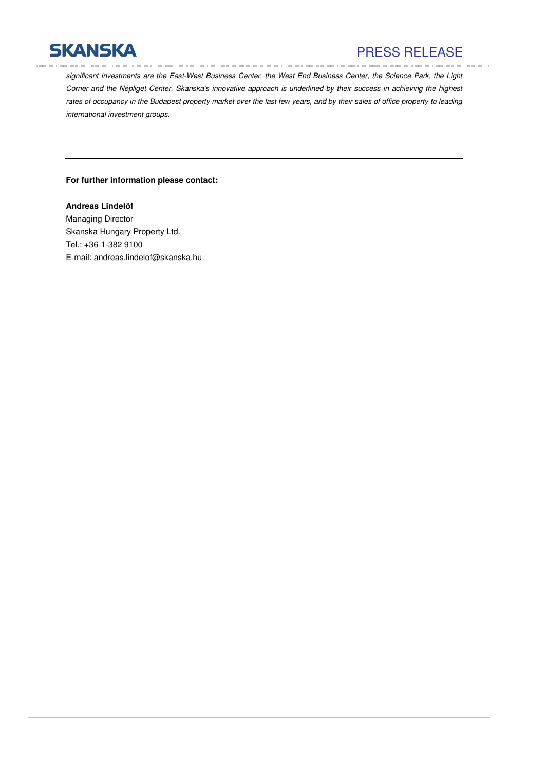*significant investments are the East-West Business Center, the West End Business Center, the Science Park, the Light Corner and the Népliget Center. Skanska's innovative approach is underlined by their success in achieving the highest rates of occupancy in the Budapest property market over the last few years, and by their sales of office property to leading international investment groups.*

---

**For further information please contact:**

**Andreas Lindelöf**
Managing Director
Skanska Hungary Property Ltd.
Tel.: +36-1-382 9100
E-mail: andreas.lindelof@skanska.hu